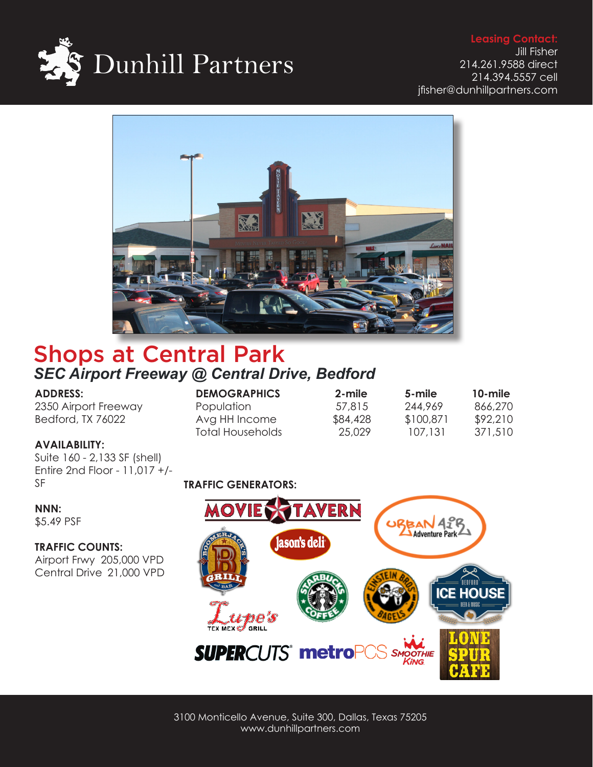Dunhill Partners

**Leasing Contact:**
Jill Fisher
214.261.9588 direct
214.394.5557 cell
jfisher@dunhillpartners.com

# Shops at Central Park

## *SEC Airport Freeway @ Central Drive, Bedford*

**ADDRESS:**
2350 Airport Freeway
Bedford, TX 76022

**AVAILABILITY:**
Suite 160 - 2,133 SF (shell)
Entire 2nd Floor - 11,017 +/- SF

**NNN:**
$5.49 PSF

**TRAFFIC COUNTS:**
Airport Frwy 205,000 VPD
Central Drive 21,000 VPD

| DEMOGRAPHICS | 2-mile | 5-mile | 10-mile |
|---|---|---|---|
| Population | 57,815 | 244,969 | 866,270 |
| Avg HH Income | $84,428 | $100,871 | $92,210 |
| Total Households | 25,029 | 107,131 | 371,510 |

**TRAFFIC GENERATORS:**

Movie Tavern, Urban Air Adventure Park, Boomerjack's Grill and Bar, Jason's deli, Starbucks Coffee, Einstein Bros Bagels, Bedford Ice House, Lupe's Tex Mex Grill, Supercuts, metroPCS, Smoothie King, Lone Spur Cafe

3100 Monticello Avenue, Suite 300, Dallas, Texas 75205
www.dunhillpartners.com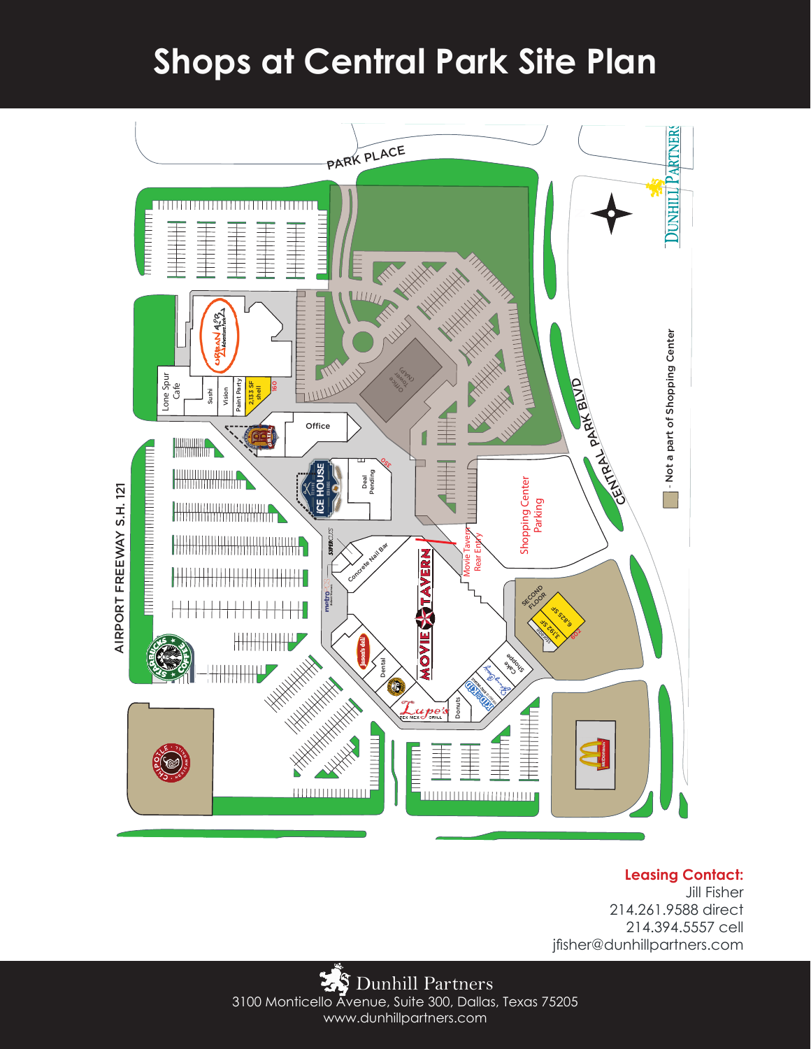# Shops at Central Park Site Plan

PARK PLACE

CENTRAL PARK BLVD

AIRPORT FREEWAY S.H. 121

- Not a part of Shopping Center

Lone Spur Cafe

Sushi

Vision

Paint Party

2,133 SF shell

160

Office

Deal Pending

350

Office Tower (NAP)

Concrete Nail Bar

Movie Tavern Rear Entry

Shopping Center Parking

SECOND FLOOR

6,825 SF

3,192 SF

Dental

Donuts

Cake Shoppe

**Leasing Contact:**
Jill Fisher
214.261.9588 direct
214.394.5557 cell
jfisher@dunhillpartners.com

Dunhill Partners
3100 Monticello Avenue, Suite 300, Dallas, Texas 75205
www.dunhillpartners.com